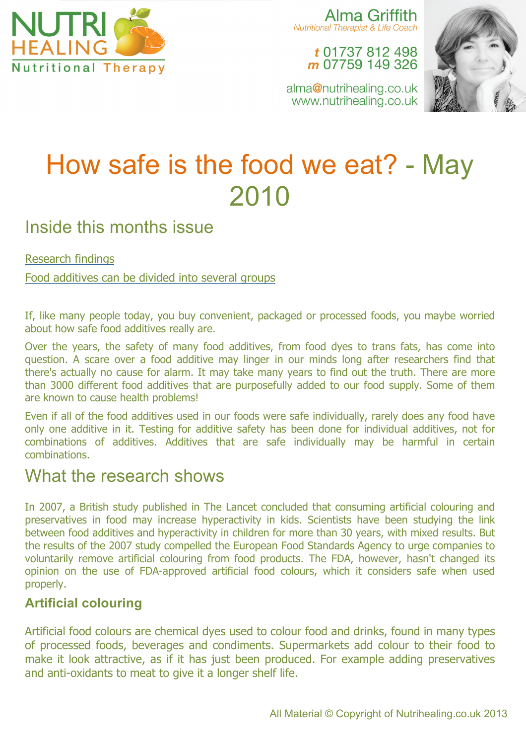NUTRI HEALING
Nutritional Therapy

Alma Griffith
*Nutritional Therapist & Life Coach*

**t** 01737 812 498
**m** 07759 149 326

alma@nutrihealing.co.uk
www.nutrihealing.co.uk

# How safe is the food we eat? - May 2010

## Inside this months issue

[Research findings](#)

[Food additives can be divided into several groups](#)

If, like many people today, you buy convenient, packaged or processed foods, you maybe worried about how safe food additives really are.

Over the years, the safety of many food additives, from food dyes to trans fats, has come into question. A scare over a food additive may linger in our minds long after researchers find that there's actually no cause for alarm. It may take many years to find out the truth. There are more than 3000 different food additives that are purposefully added to our food supply. Some of them are known to cause health problems!

Even if all of the food additives used in our foods were safe individually, rarely does any food have only one additive in it. Testing for additive safety has been done for individual additives, not for combinations of additives. Additives that are safe individually may be harmful in certain combinations.

## What the research shows

In 2007, a British study published in The Lancet concluded that consuming artificial colouring and preservatives in food may increase hyperactivity in kids. Scientists have been studying the link between food additives and hyperactivity in children for more than 30 years, with mixed results. But the results of the 2007 study compelled the European Food Standards Agency to urge companies to voluntarily remove artificial colouring from food products. The FDA, however, hasn't changed its opinion on the use of FDA-approved artificial food colours, which it considers safe when used properly.

### Artificial colouring

Artificial food colours are chemical dyes used to colour food and drinks, found in many types of processed foods, beverages and condiments. Supermarkets add colour to their food to make it look attractive, as if it has just been produced. For example adding preservatives and anti-oxidants to meat to give it a longer shelf life.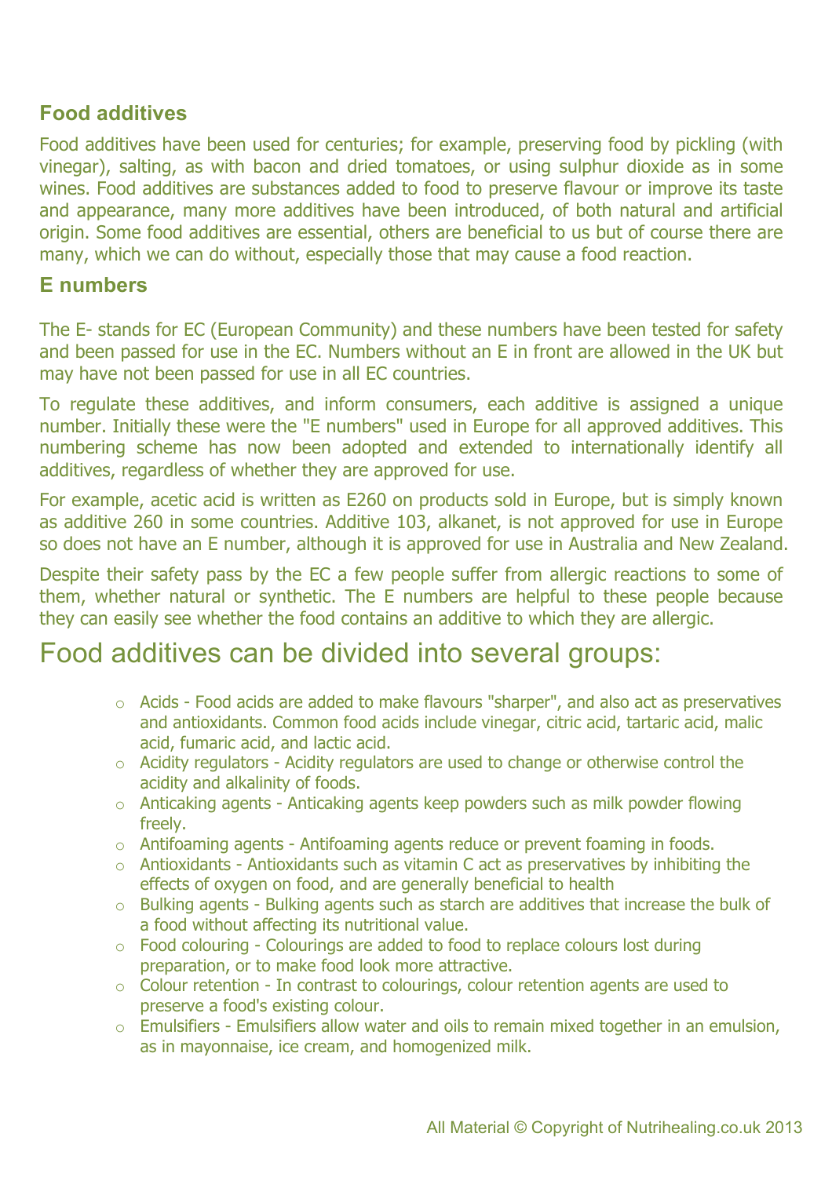## Food additives

Food additives have been used for centuries; for example, preserving food by pickling (with vinegar), salting, as with bacon and dried tomatoes, or using sulphur dioxide as in some wines. Food additives are substances added to food to preserve flavour or improve its taste and appearance, many more additives have been introduced, of both natural and artificial origin. Some food additives are essential, others are beneficial to us but of course there are many, which we can do without, especially those that may cause a food reaction.

## E numbers

The E- stands for EC (European Community) and these numbers have been tested for safety and been passed for use in the EC. Numbers without an E in front are allowed in the UK but may have not been passed for use in all EC countries.

To regulate these additives, and inform consumers, each additive is assigned a unique number. Initially these were the "E numbers" used in Europe for all approved additives. This numbering scheme has now been adopted and extended to internationally identify all additives, regardless of whether they are approved for use.

For example, acetic acid is written as E260 on products sold in Europe, but is simply known as additive 260 in some countries. Additive 103, alkanet, is not approved for use in Europe so does not have an E number, although it is approved for use in Australia and New Zealand.

Despite their safety pass by the EC a few people suffer from allergic reactions to some of them, whether natural or synthetic. The E numbers are helpful to these people because they can easily see whether the food contains an additive to which they are allergic.

# Food additives can be divided into several groups:

- Acids - Food acids are added to make flavours "sharper", and also act as preservatives and antioxidants. Common food acids include vinegar, citric acid, tartaric acid, malic acid, fumaric acid, and lactic acid.
- Acidity regulators - Acidity regulators are used to change or otherwise control the acidity and alkalinity of foods.
- Anticaking agents - Anticaking agents keep powders such as milk powder flowing freely.
- Antifoaming agents - Antifoaming agents reduce or prevent foaming in foods.
- Antioxidants - Antioxidants such as vitamin C act as preservatives by inhibiting the effects of oxygen on food, and are generally beneficial to health
- Bulking agents - Bulking agents such as starch are additives that increase the bulk of a food without affecting its nutritional value.
- Food colouring - Colourings are added to food to replace colours lost during preparation, or to make food look more attractive.
- Colour retention - In contrast to colourings, colour retention agents are used to preserve a food's existing colour.
- Emulsifiers - Emulsifiers allow water and oils to remain mixed together in an emulsion, as in mayonnaise, ice cream, and homogenized milk.

All Material © Copyright of Nutrihealing.co.uk 2013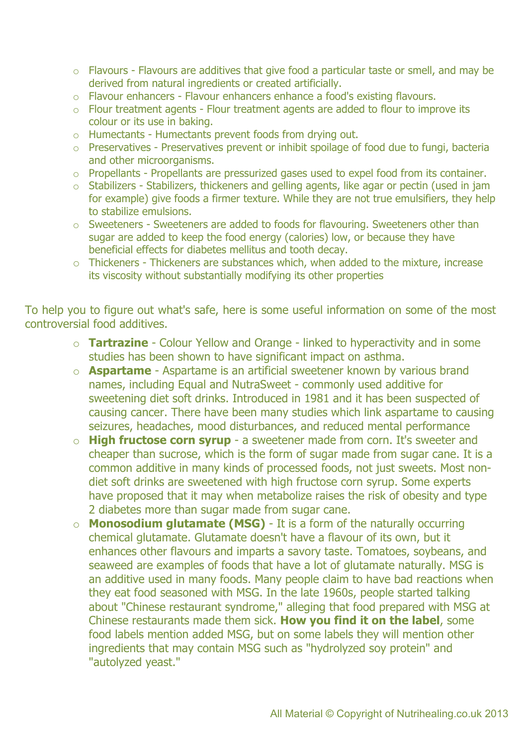- Flavours - Flavours are additives that give food a particular taste or smell, and may be derived from natural ingredients or created artificially.
- Flavour enhancers - Flavour enhancers enhance a food's existing flavours.
- Flour treatment agents - Flour treatment agents are added to flour to improve its colour or its use in baking.
- Humectants - Humectants prevent foods from drying out.
- Preservatives - Preservatives prevent or inhibit spoilage of food due to fungi, bacteria and other microorganisms.
- Propellants - Propellants are pressurized gases used to expel food from its container.
- Stabilizers - Stabilizers, thickeners and gelling agents, like agar or pectin (used in jam for example) give foods a firmer texture. While they are not true emulsifiers, they help to stabilize emulsions.
- Sweeteners - Sweeteners are added to foods for flavouring. Sweeteners other than sugar are added to keep the food energy (calories) low, or because they have beneficial effects for diabetes mellitus and tooth decay.
- Thickeners - Thickeners are substances which, when added to the mixture, increase its viscosity without substantially modifying its other properties

To help you to figure out what's safe, here is some useful information on some of the most controversial food additives.

- **Tartrazine** - Colour Yellow and Orange - linked to hyperactivity and in some studies has been shown to have significant impact on asthma.
- **Aspartame** - Aspartame is an artificial sweetener known by various brand names, including Equal and NutraSweet - commonly used additive for sweetening diet soft drinks. Introduced in 1981 and it has been suspected of causing cancer. There have been many studies which link aspartame to causing seizures, headaches, mood disturbances, and reduced mental performance
- **High fructose corn syrup** - a sweetener made from corn. It's sweeter and cheaper than sucrose, which is the form of sugar made from sugar cane. It is a common additive in many kinds of processed foods, not just sweets. Most non-diet soft drinks are sweetened with high fructose corn syrup. Some experts have proposed that it may when metabolize raises the risk of obesity and type 2 diabetes more than sugar made from sugar cane.
- **Monosodium glutamate (MSG)** - It is a form of the naturally occurring chemical glutamate. Glutamate doesn't have a flavour of its own, but it enhances other flavours and imparts a savory taste. Tomatoes, soybeans, and seaweed are examples of foods that have a lot of glutamate naturally. MSG is an additive used in many foods. Many people claim to have bad reactions when they eat food seasoned with MSG. In the late 1960s, people started talking about "Chinese restaurant syndrome," alleging that food prepared with MSG at Chinese restaurants made them sick. **How you find it on the label**, some food labels mention added MSG, but on some labels they will mention other ingredients that may contain MSG such as "hydrolyzed soy protein" and "autolyzed yeast."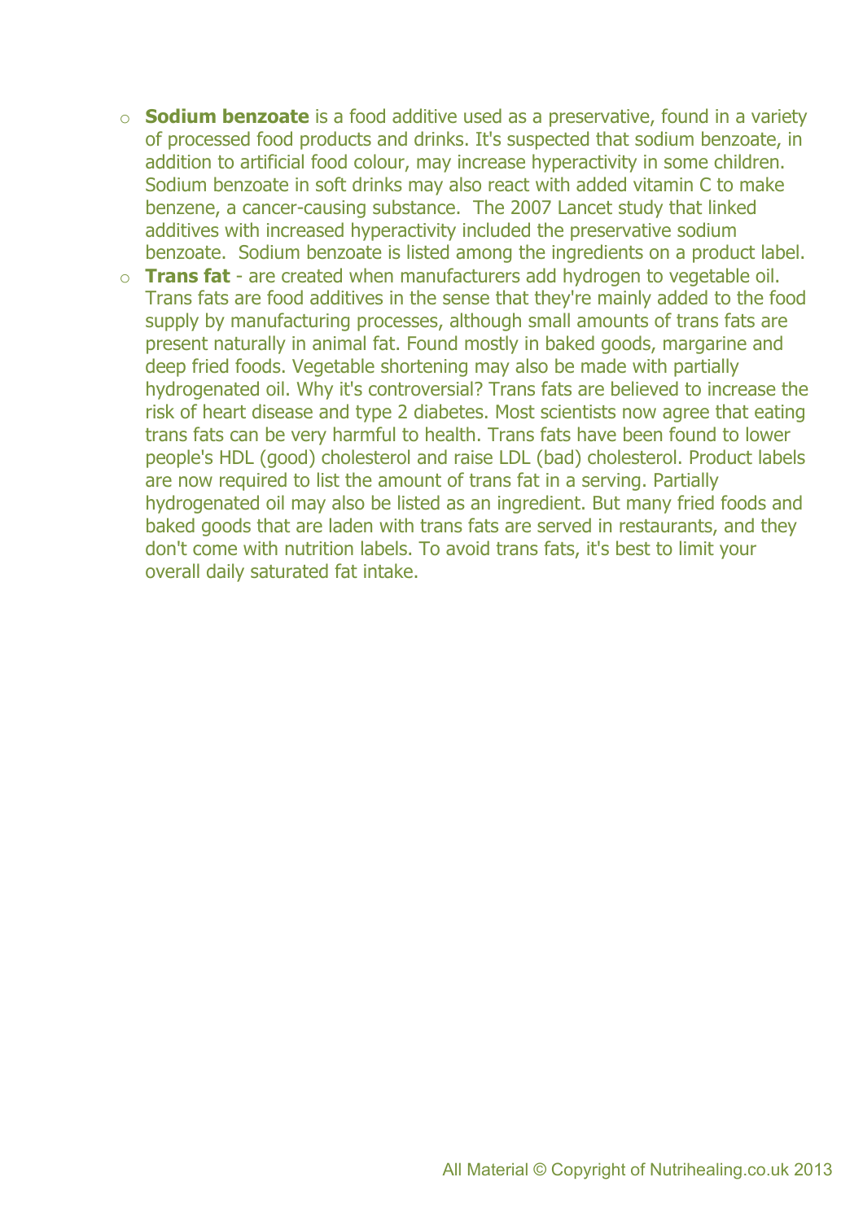- **Sodium benzoate** is a food additive used as a preservative, found in a variety of processed food products and drinks. It's suspected that sodium benzoate, in addition to artificial food colour, may increase hyperactivity in some children. Sodium benzoate in soft drinks may also react with added vitamin C to make benzene, a cancer-causing substance. The 2007 Lancet study that linked additives with increased hyperactivity included the preservative sodium benzoate. Sodium benzoate is listed among the ingredients on a product label.
- **Trans fat** - are created when manufacturers add hydrogen to vegetable oil. Trans fats are food additives in the sense that they're mainly added to the food supply by manufacturing processes, although small amounts of trans fats are present naturally in animal fat. Found mostly in baked goods, margarine and deep fried foods. Vegetable shortening may also be made with partially hydrogenated oil. Why it's controversial? Trans fats are believed to increase the risk of heart disease and type 2 diabetes. Most scientists now agree that eating trans fats can be very harmful to health. Trans fats have been found to lower people's HDL (good) cholesterol and raise LDL (bad) cholesterol. Product labels are now required to list the amount of trans fat in a serving. Partially hydrogenated oil may also be listed as an ingredient. But many fried foods and baked goods that are laden with trans fats are served in restaurants, and they don't come with nutrition labels. To avoid trans fats, it's best to limit your overall daily saturated fat intake.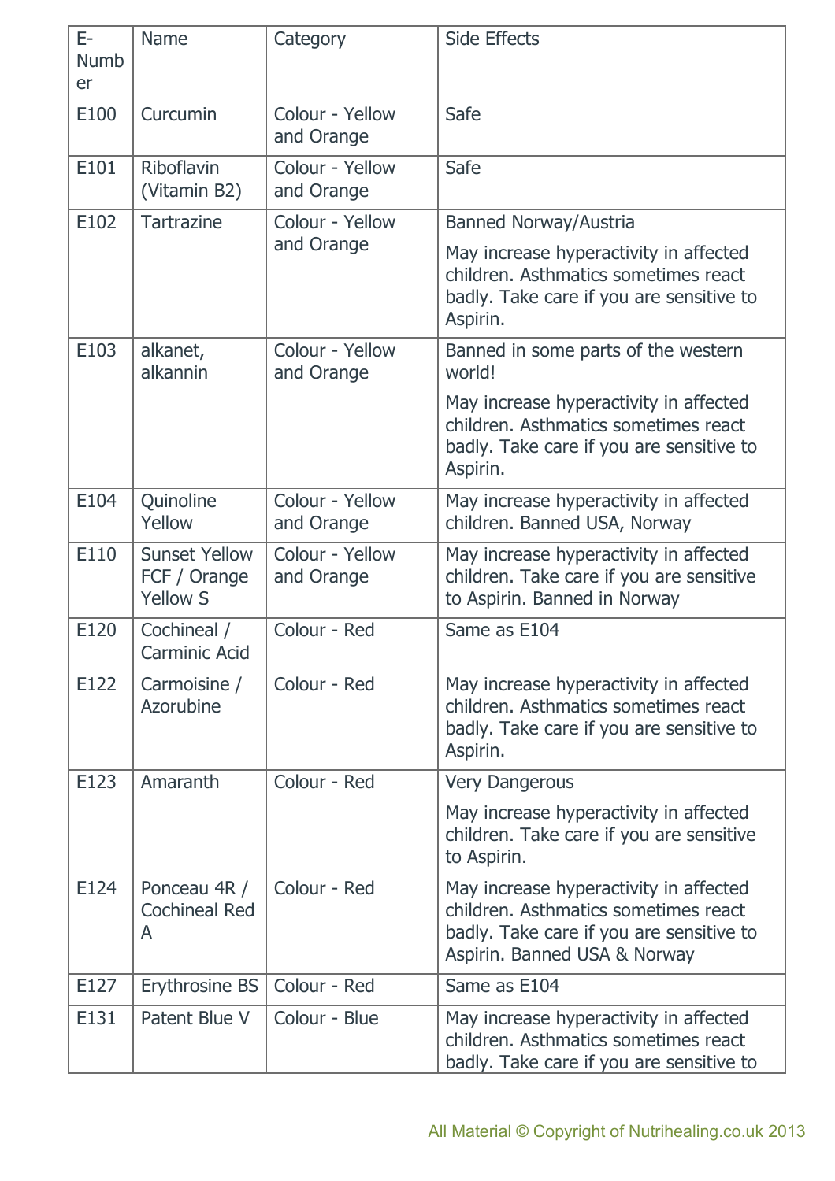| E-Number | Name | Category | Side Effects |
|---|---|---|---|
| E100 | Curcumin | Colour - Yellow and Orange | Safe |
| E101 | Riboflavin (Vitamin B2) | Colour - Yellow and Orange | Safe |
| E102 | Tartrazine | Colour - Yellow and Orange | Banned Norway/Austria<br>May increase hyperactivity in affected children. Asthmatics sometimes react badly. Take care if you are sensitive to Aspirin. |
| E103 | alkanet, alkannin | Colour - Yellow and Orange | Banned in some parts of the western world!<br>May increase hyperactivity in affected children. Asthmatics sometimes react badly. Take care if you are sensitive to Aspirin. |
| E104 | Quinoline Yellow | Colour - Yellow and Orange | May increase hyperactivity in affected children. Banned USA, Norway |
| E110 | Sunset Yellow FCF / Orange Yellow S | Colour - Yellow and Orange | May increase hyperactivity in affected children. Take care if you are sensitive to Aspirin. Banned in Norway |
| E120 | Cochineal / Carminic Acid | Colour - Red | Same as E104 |
| E122 | Carmoisine / Azorubine | Colour - Red | May increase hyperactivity in affected children. Asthmatics sometimes react badly. Take care if you are sensitive to Aspirin. |
| E123 | Amaranth | Colour - Red | Very Dangerous<br>May increase hyperactivity in affected children. Take care if you are sensitive to Aspirin. |
| E124 | Ponceau 4R / Cochineal Red A | Colour - Red | May increase hyperactivity in affected children. Asthmatics sometimes react badly. Take care if you are sensitive to Aspirin. Banned USA & Norway |
| E127 | Erythrosine BS | Colour - Red | Same as E104 |
| E131 | Patent Blue V | Colour - Blue | May increase hyperactivity in affected children. Asthmatics sometimes react badly. Take care if you are sensitive to |

All Material © Copyright of Nutrihealing.co.uk 2013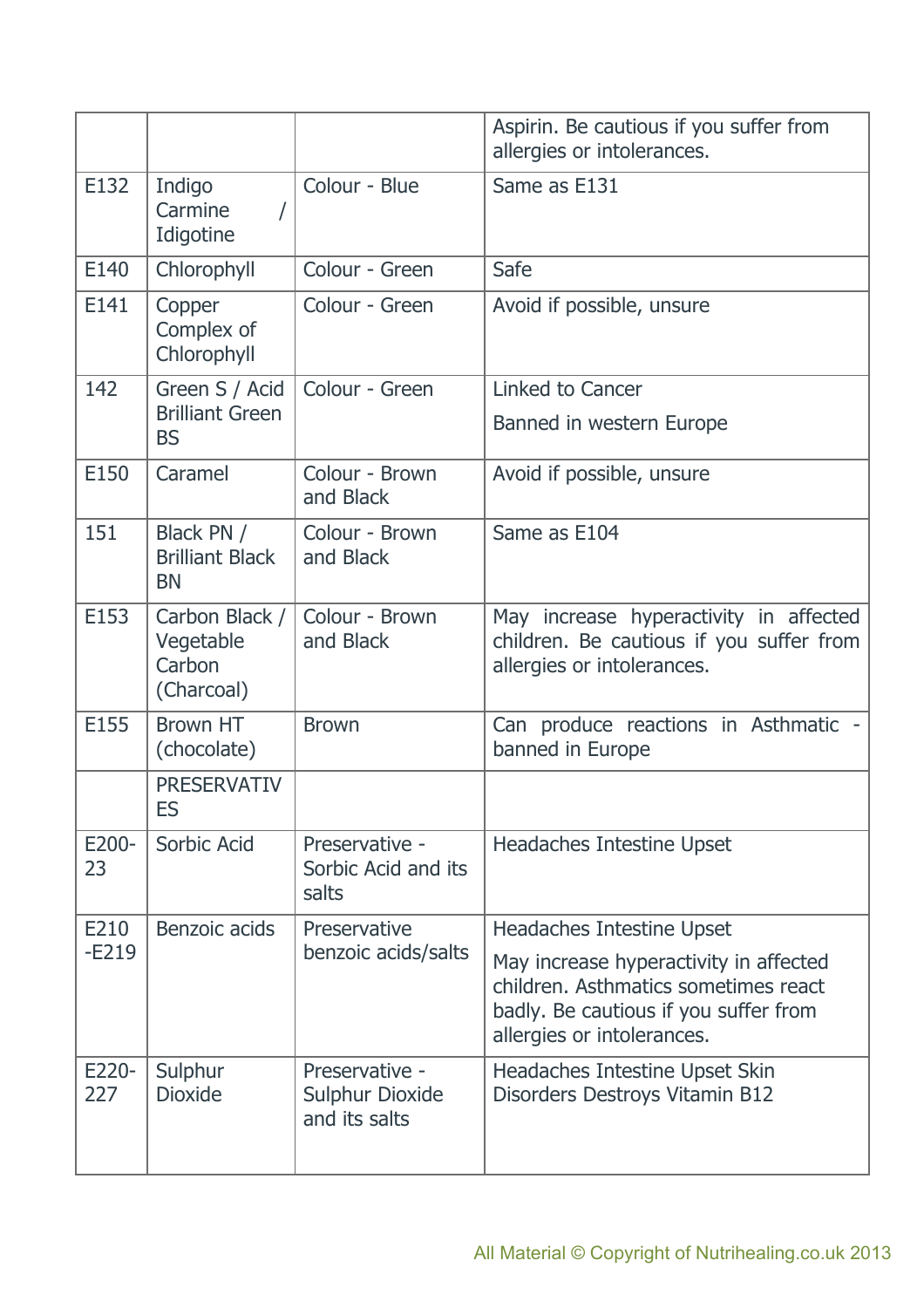| | | | Aspirin. Be cautious if you suffer from allergies or intolerances. |
|---|---|---|---|
| E132 | Indigo Carmine / Idigotine | Colour - Blue | Same as E131 |
| E140 | Chlorophyll | Colour - Green | Safe |
| E141 | Copper Complex of Chlorophyll | Colour - Green | Avoid if possible, unsure |
| 142 | Green S / Acid Brilliant Green BS | Colour - Green | Linked to Cancer<br>Banned in western Europe |
| E150 | Caramel | Colour - Brown and Black | Avoid if possible, unsure |
| 151 | Black PN / Brilliant Black BN | Colour - Brown and Black | Same as E104 |
| E153 | Carbon Black / Vegetable Carbon (Charcoal) | Colour - Brown and Black | May increase hyperactivity in affected children. Be cautious if you suffer from allergies or intolerances. |
| E155 | Brown HT (chocolate) | Brown | Can produce reactions in Asthmatic - banned in Europe |
| | PRESERVATIVES | | |
| E200-23 | Sorbic Acid | Preservative - Sorbic Acid and its salts | Headaches Intestine Upset |
| E210 -E219 | Benzoic acids | Preservative benzoic acids/salts | Headaches Intestine Upset<br>May increase hyperactivity in affected children. Asthmatics sometimes react badly. Be cautious if you suffer from allergies or intolerances. |
| E220-227 | Sulphur Dioxide | Preservative - Sulphur Dioxide and its salts | Headaches Intestine Upset Skin Disorders Destroys Vitamin B12 |

All Material © Copyright of Nutrihealing.co.uk 2013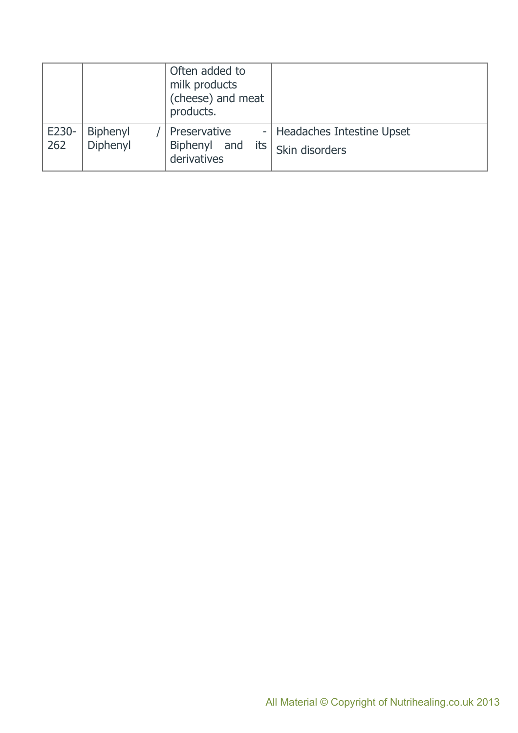| | | | |
|---|---|---|---|
| | | Often added to milk products (cheese) and meat products. | |
| E230-262 | Biphenyl / Diphenyl | Preservative - Biphenyl and its derivatives | Headaches Intestine Upset<br>Skin disorders |

All Material © Copyright of Nutrihealing.co.uk 2013